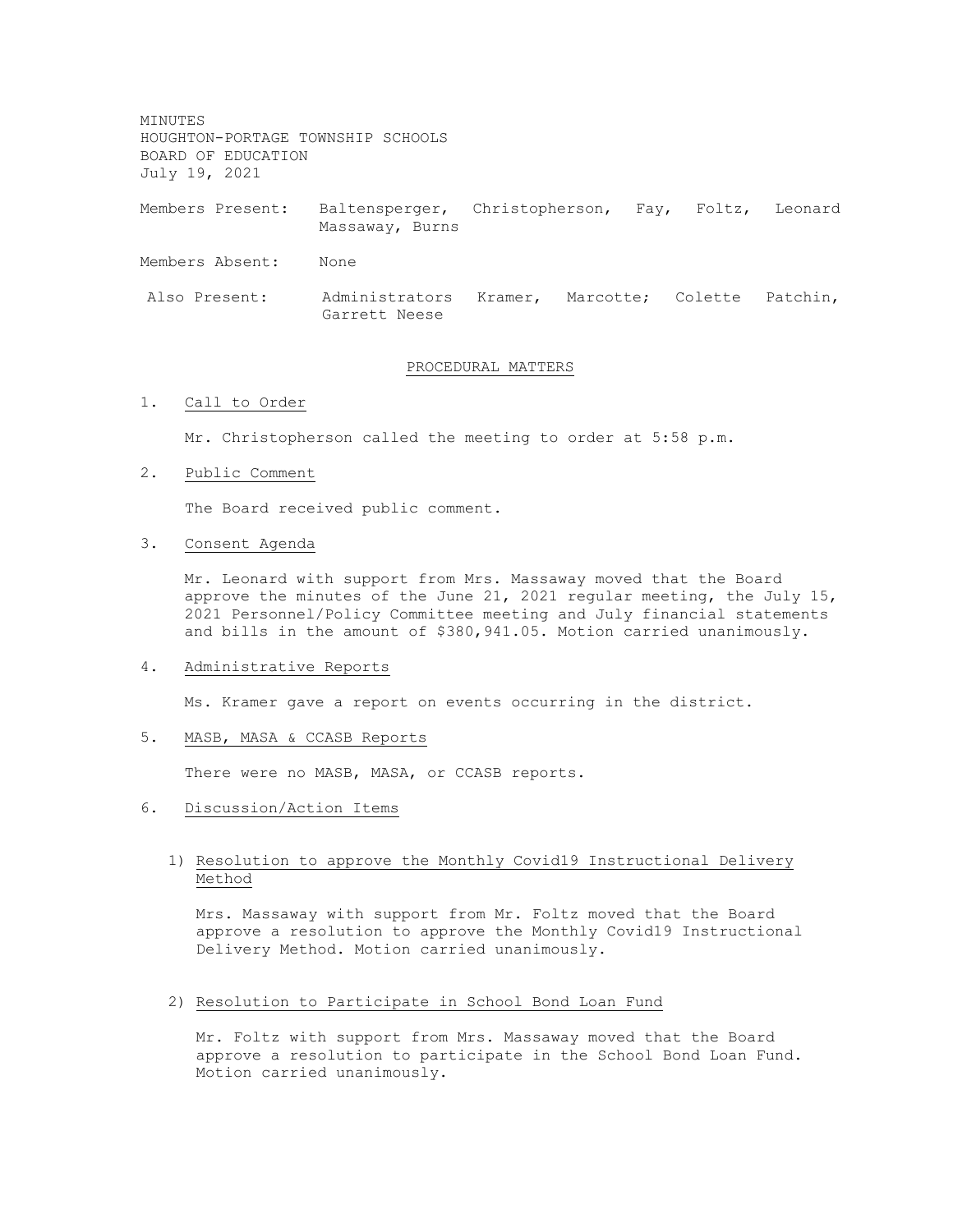MINUTES
HOUGHTON-PORTAGE TOWNSHIP SCHOOLS
BOARD OF EDUCATION
July 19, 2021

Members Present: Baltensperger, Christopherson, Fay, Foltz, Leonard Massaway, Burns

Members Absent: None

Also Present: Administrators Kramer, Marcotte; Colette Patchin, Garrett Neese

## PROCEDURAL MATTERS

1. Call to Order

   Mr. Christopherson called the meeting to order at 5:58 p.m.

2. Public Comment

   The Board received public comment.

3. Consent Agenda

   Mr. Leonard with support from Mrs. Massaway moved that the Board approve the minutes of the June 21, 2021 regular meeting, the July 15, 2021 Personnel/Policy Committee meeting and July financial statements and bills in the amount of $380,941.05. Motion carried unanimously.

4. Administrative Reports

   Ms. Kramer gave a report on events occurring in the district.

5. MASB, MASA & CCASB Reports

   There were no MASB, MASA, or CCASB reports.

6. Discussion/Action Items

   1) Resolution to approve the Monthly Covid19 Instructional Delivery Method

      Mrs. Massaway with support from Mr. Foltz moved that the Board approve a resolution to approve the Monthly Covid19 Instructional Delivery Method. Motion carried unanimously.

   2) Resolution to Participate in School Bond Loan Fund

      Mr. Foltz with support from Mrs. Massaway moved that the Board approve a resolution to participate in the School Bond Loan Fund. Motion carried unanimously.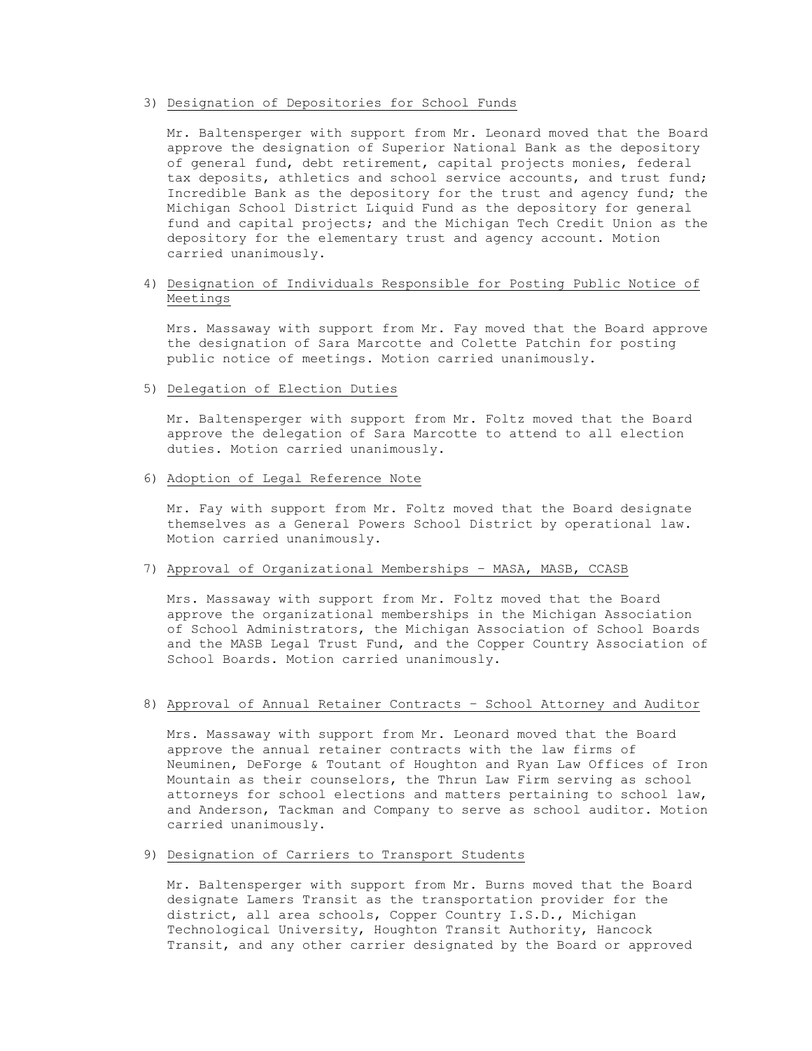3) Designation of Depositories for School Funds

Mr. Baltensperger with support from Mr. Leonard moved that the Board approve the designation of Superior National Bank as the depository of general fund, debt retirement, capital projects monies, federal tax deposits, athletics and school service accounts, and trust fund; Incredible Bank as the depository for the trust and agency fund; the Michigan School District Liquid Fund as the depository for general fund and capital projects; and the Michigan Tech Credit Union as the depository for the elementary trust and agency account. Motion carried unanimously.

4) Designation of Individuals Responsible for Posting Public Notice of Meetings

Mrs. Massaway with support from Mr. Fay moved that the Board approve the designation of Sara Marcotte and Colette Patchin for posting public notice of meetings. Motion carried unanimously.

5) Delegation of Election Duties

Mr. Baltensperger with support from Mr. Foltz moved that the Board approve the delegation of Sara Marcotte to attend to all election duties. Motion carried unanimously.

6) Adoption of Legal Reference Note

Mr. Fay with support from Mr. Foltz moved that the Board designate themselves as a General Powers School District by operational law. Motion carried unanimously.

7) Approval of Organizational Memberships – MASA, MASB, CCASB

Mrs. Massaway with support from Mr. Foltz moved that the Board approve the organizational memberships in the Michigan Association of School Administrators, the Michigan Association of School Boards and the MASB Legal Trust Fund, and the Copper Country Association of School Boards. Motion carried unanimously.

8) Approval of Annual Retainer Contracts – School Attorney and Auditor

Mrs. Massaway with support from Mr. Leonard moved that the Board approve the annual retainer contracts with the law firms of Neuminen, DeForge & Toutant of Houghton and Ryan Law Offices of Iron Mountain as their counselors, the Thrun Law Firm serving as school attorneys for school elections and matters pertaining to school law, and Anderson, Tackman and Company to serve as school auditor. Motion carried unanimously.

9) Designation of Carriers to Transport Students

Mr. Baltensperger with support from Mr. Burns moved that the Board designate Lamers Transit as the transportation provider for the district, all area schools, Copper Country I.S.D., Michigan Technological University, Houghton Transit Authority, Hancock Transit, and any other carrier designated by the Board or approved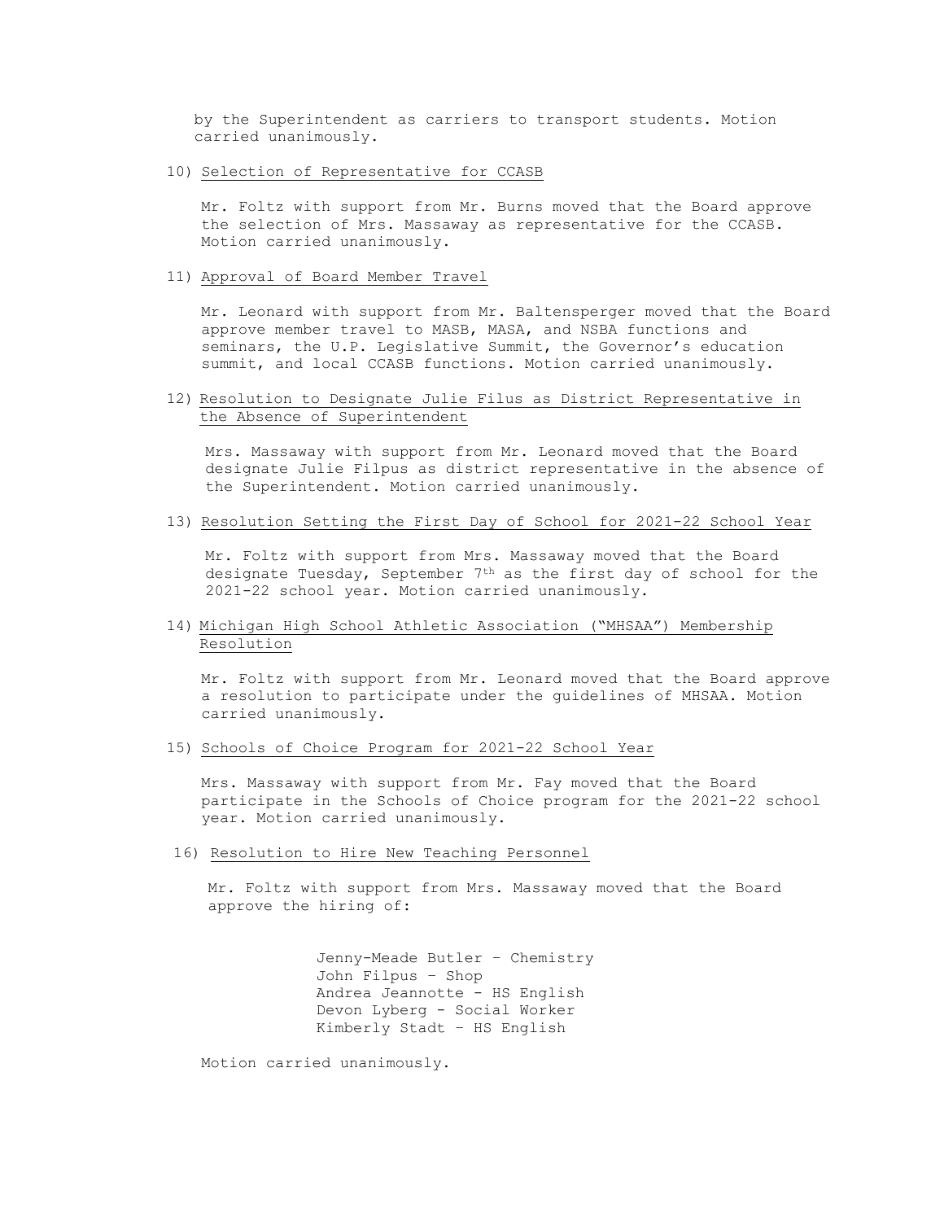by the Superintendent as carriers to transport students. Motion carried unanimously.

10) Selection of Representative for CCASB

Mr. Foltz with support from Mr. Burns moved that the Board approve the selection of Mrs. Massaway as representative for the CCASB. Motion carried unanimously.

11) Approval of Board Member Travel

Mr. Leonard with support from Mr. Baltensperger moved that the Board approve member travel to MASB, MASA, and NSBA functions and seminars, the U.P. Legislative Summit, the Governor's education summit, and local CCASB functions. Motion carried unanimously.

12) Resolution to Designate Julie Filus as District Representative in the Absence of Superintendent

Mrs. Massaway with support from Mr. Leonard moved that the Board designate Julie Filpus as district representative in the absence of the Superintendent. Motion carried unanimously.

13) Resolution Setting the First Day of School for 2021-22 School Year

Mr. Foltz with support from Mrs. Massaway moved that the Board designate Tuesday, September 7th as the first day of school for the 2021-22 school year. Motion carried unanimously.

14) Michigan High School Athletic Association ("MHSAA") Membership Resolution

Mr. Foltz with support from Mr. Leonard moved that the Board approve a resolution to participate under the guidelines of MHSAA. Motion carried unanimously.

15) Schools of Choice Program for 2021-22 School Year

Mrs. Massaway with support from Mr. Fay moved that the Board participate in the Schools of Choice program for the 2021-22 school year. Motion carried unanimously.

16) Resolution to Hire New Teaching Personnel

Mr. Foltz with support from Mrs. Massaway moved that the Board approve the hiring of:

Jenny-Meade Butler – Chemistry
John Filpus – Shop
Andrea Jeannotte - HS English
Devon Lyberg - Social Worker
Kimberly Stadt – HS English

Motion carried unanimously.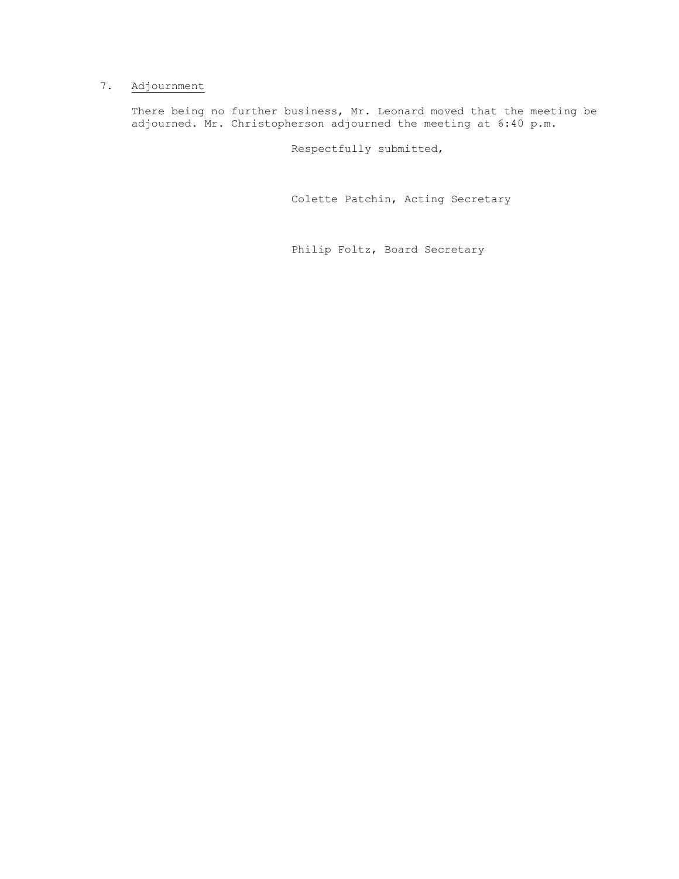7. Adjournment

There being no further business, Mr. Leonard moved that the meeting be adjourned. Mr. Christopherson adjourned the meeting at 6:40 p.m.

Respectfully submitted,

Colette Patchin, Acting Secretary

Philip Foltz, Board Secretary